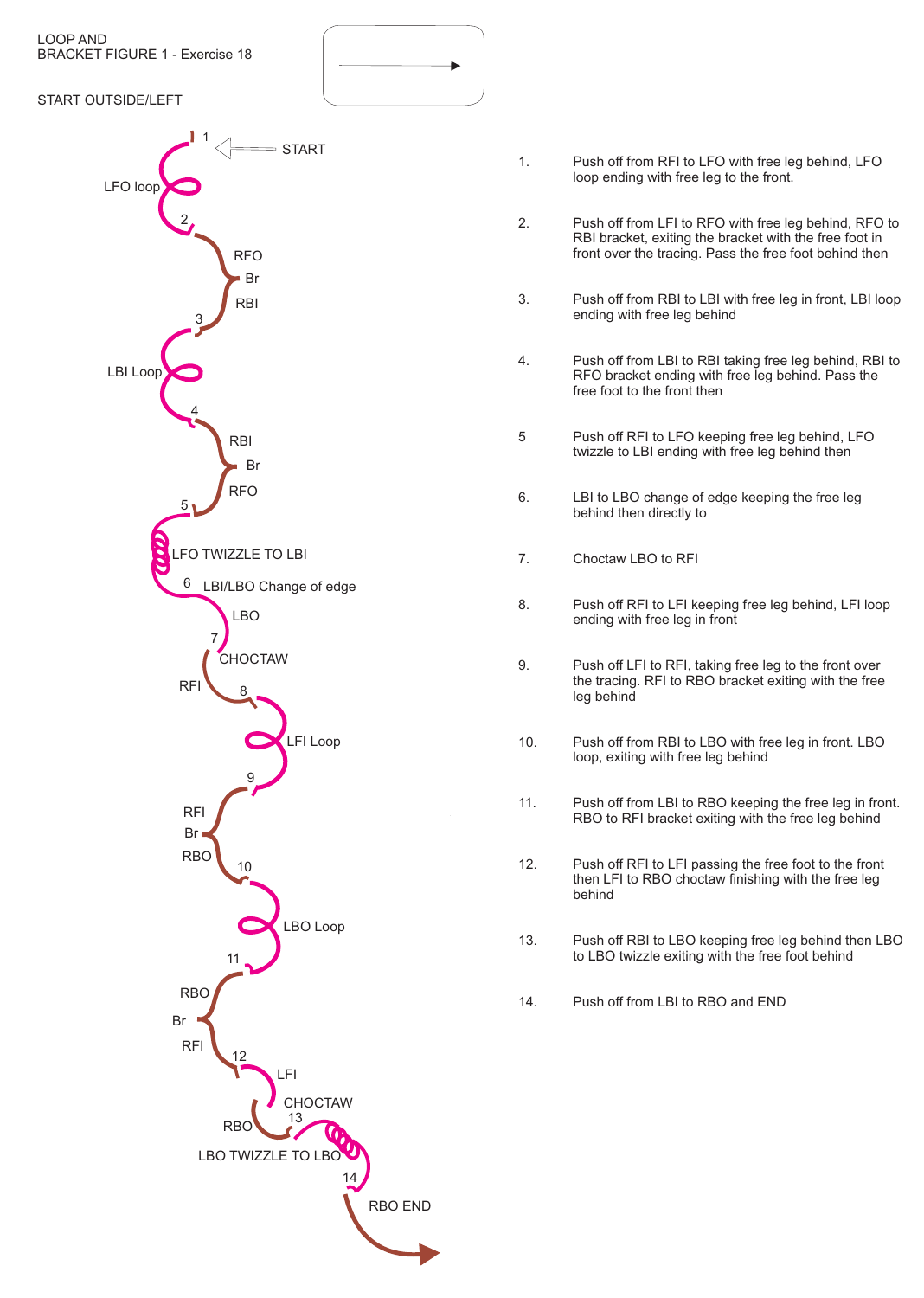# LOOP AND BRACKET FIGURE 1 - Exercise 18

START OUTSIDE/LEFT

1. Push off from RFI to LFO with free leg behind, LFO loop ending with free leg to the front.

2. Push off from LFI to RFO with free leg behind, RFO to RBI bracket, exiting the bracket with the free foot in front over the tracing. Pass the free foot behind then

3. Push off from RBI to LBI with free leg in front, LBI loop ending with free leg behind

4. Push off from LBI to RBI taking free leg behind, RBI to RFO bracket ending with free leg behind. Pass the free foot to the front then

5. Push off RFI to LFO keeping free leg behind, LFO twizzle to LBI ending with free leg behind then

6. LBI to LBO change of edge keeping the free leg behind then directly to

7. Choctaw LBO to RFI

8. Push off RFI to LFI keeping free leg behind, LFI loop ending with free leg in front

9. Push off LFI to RFI, taking free leg to the front over the tracing. RFI to RBO bracket exiting with the free leg behind

10. Push off from RBI to LBO with free leg in front. LBO loop, exiting with free leg behind

11. Push off from LBI to RBO keeping the free leg in front. RBO to RFI bracket exiting with the free leg behind

12. Push off RFI to LFI passing the free foot to the front then LFI to RBO choctaw finishing with the free leg behind

13. Push off RBI to LBO keeping free leg behind then LBO to LBO twizzle exiting with the free foot behind

14. Push off from LBI to RBO and END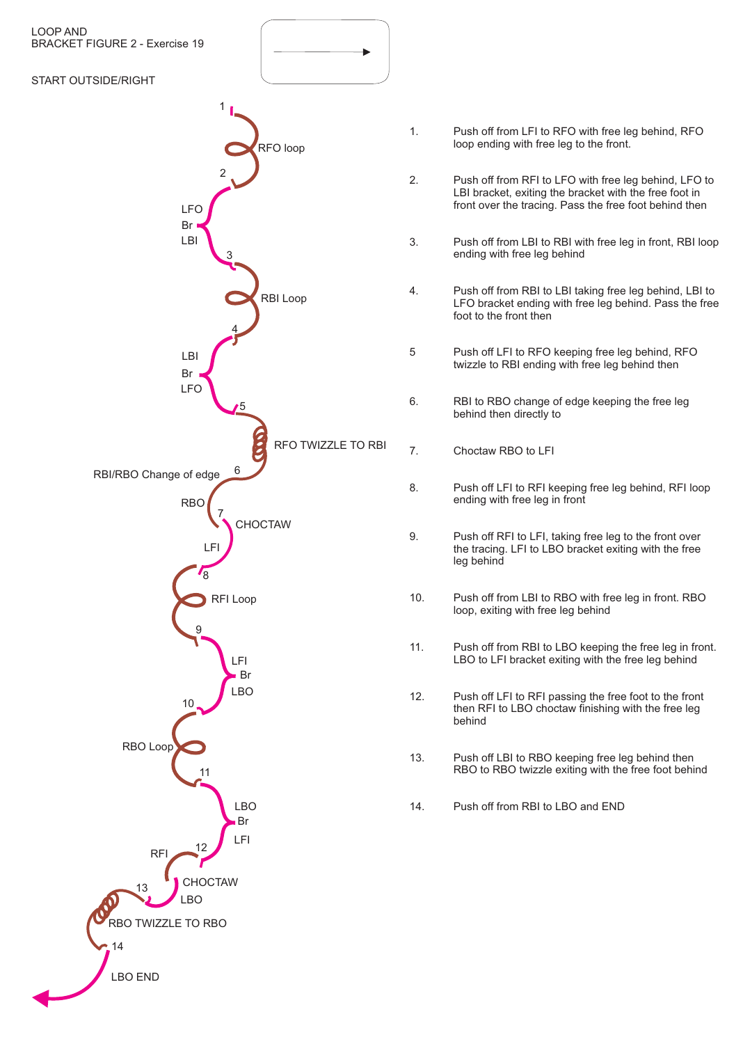LOOP AND
BRACKET FIGURE 2 - Exercise 19

START OUTSIDE/RIGHT

1
RFO loop
2
LFO
Br
LBI
3
RBI Loop
4
LBI
Br
LFO
5
RFO TWIZZLE TO RBI
RBI/RBO Change of edge
6
RBO
7
CHOCTAW
LFI
8
RFI Loop
9
LFI
Br
LBO
10
RBO Loop
11
LBO
Br
LFI
RFI
12
CHOCTAW
LBO
13
RBO TWIZZLE TO RBO
14
LBO END

1. Push off from LFI to RFO with free leg behind, RFO loop ending with free leg to the front.

2. Push off from RFI to LFO with free leg behind, LFO to LBI bracket, exiting the bracket with the free foot in front over the tracing. Pass the free foot behind then

3. Push off from LBI to RBI with free leg in front, RBI loop ending with free leg behind

4. Push off from RBI to LBI taking free leg behind, LBI to LFO bracket ending with free leg behind. Pass the free foot to the front then

5 Push off LFI to RFO keeping free leg behind, RFO twizzle to RBI ending with free leg behind then

6. RBI to RBO change of edge keeping the free leg behind then directly to

7. Choctaw RBO to LFI

8. Push off LFI to RFI keeping free leg behind, RFI loop ending with free leg in front

9. Push off RFI to LFI, taking free leg to the front over the tracing. LFI to LBO bracket exiting with the free leg behind

10. Push off from LBI to RBO with free leg in front. RBO loop, exiting with free leg behind

11. Push off from RBI to LBO keeping the free leg in front. LBO to LFI bracket exiting with the free leg behind

12. Push off LFI to RFI passing the free foot to the front then RFI to LBO choctaw finishing with the free leg behind

13. Push off LBI to RBO keeping free leg behind then RBO to RBO twizzle exiting with the free foot behind

14. Push off from RBI to LBO and END